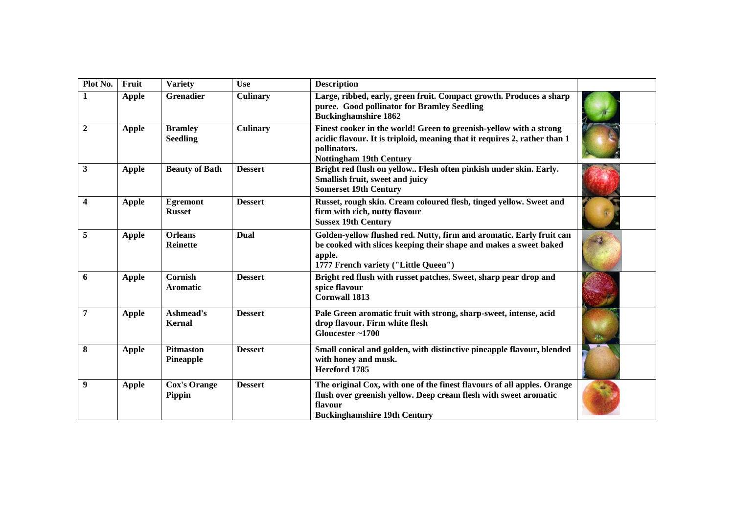| Plot No. | Fruit | Variety | Use | Description | |
|---|---|---|---|---|---|
| **1** | **Apple** | **Grenadier** | **Culinary** | **Large, ribbed, early, green fruit. Compact growth. Produces a sharp puree. Good pollinator for Bramley Seedling**<br>**Buckinghamshire 1862** | |
| **2** | **Apple** | **Bramley Seedling** | **Culinary** | **Finest cooker in the world! Green to greenish-yellow with a strong acidic flavour. It is triploid, meaning that it requires 2, rather than 1 pollinators.**<br>**Nottingham 19th Century** | |
| **3** | **Apple** | **Beauty of Bath** | **Dessert** | **Bright red flush on yellow.. Flesh often pinkish under skin. Early. Smallish fruit, sweet and juicy**<br>**Somerset 19th Century** | |
| **4** | **Apple** | **Egremont Russet** | **Dessert** | **Russet, rough skin. Cream coloured flesh, tinged yellow. Sweet and firm with rich, nutty flavour**<br>**Sussex 19th Century** | |
| **5** | **Apple** | **Orleans Reinette** | **Dual** | **Golden-yellow flushed red. Nutty, firm and aromatic. Early fruit can be cooked with slices keeping their shape and makes a sweet baked apple.**<br>**1777 French variety ("Little Queen")** | |
| **6** | **Apple** | **Cornish Aromatic** | **Dessert** | **Bright red flush with russet patches. Sweet, sharp pear drop and spice flavour**<br>**Cornwall 1813** | |
| **7** | **Apple** | **Ashmead's Kernal** | **Dessert** | **Pale Green aromatic fruit with strong, sharp-sweet, intense, acid drop flavour. Firm white flesh**<br>**Gloucester ~1700** | |
| **8** | **Apple** | **Pitmaston Pineapple** | **Dessert** | **Small conical and golden, with distinctive pineapple flavour, blended with honey and musk.**<br>**Hereford 1785** | |
| **9** | **Apple** | **Cox's Orange Pippin** | **Dessert** | **The original Cox, with one of the finest flavours of all apples. Orange flush over greenish yellow. Deep cream flesh with sweet aromatic flavour**<br>**Buckinghamshire 19th Century** | |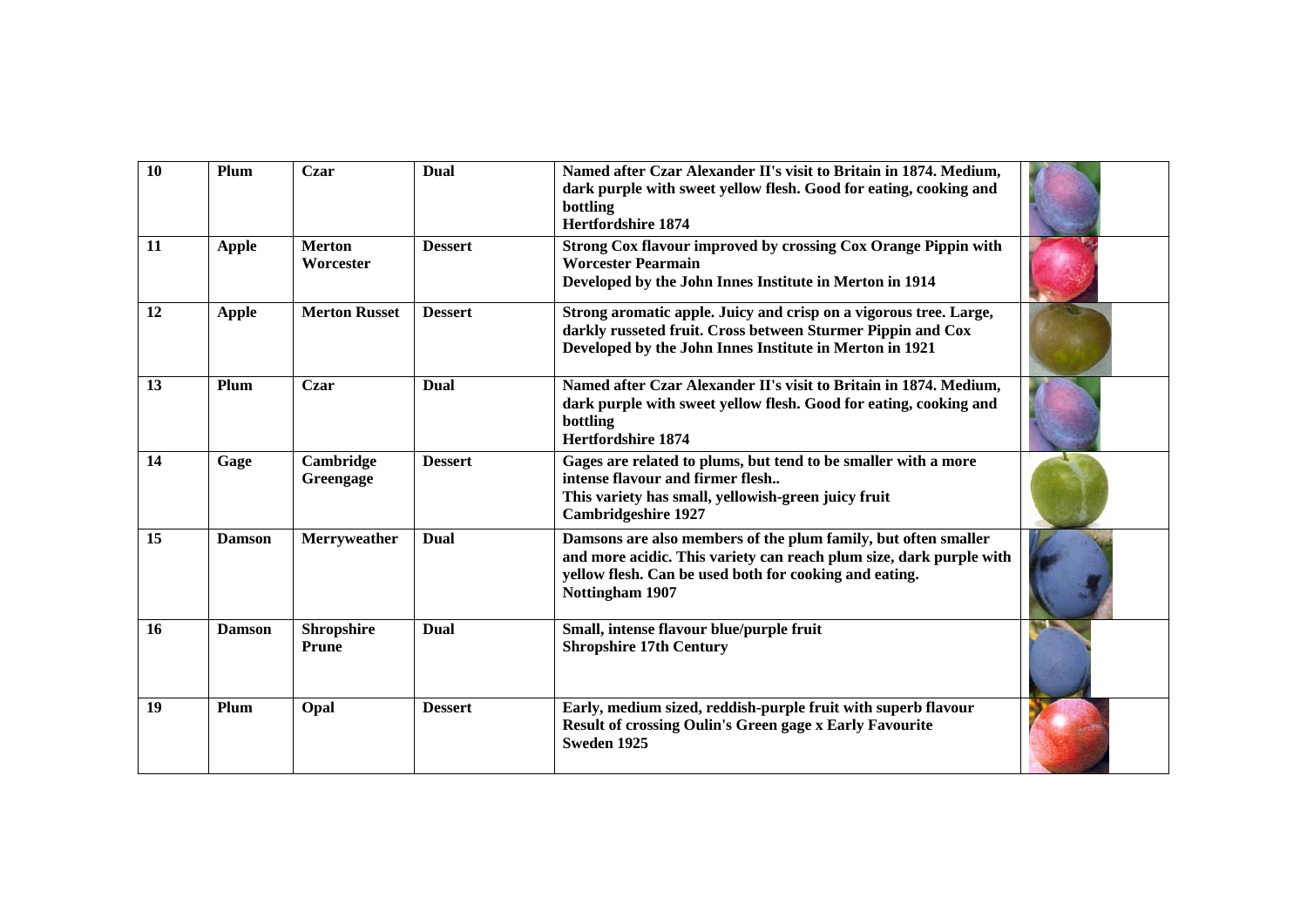| 10 | Plum | Czar | Dual | **Named after Czar Alexander II's visit to Britain in 1874. Medium, dark purple with sweet yellow flesh. Good for eating, cooking and bottling**<br>**Hertfordshire 1874** | |
|---|---|---|---|---|---|
| 11 | Apple | Merton Worcester | Dessert | **Strong Cox flavour improved by crossing Cox Orange Pippin with Worcester Pearmain**<br>**Developed by the John Innes Institute in Merton in 1914** | |
| 12 | Apple | Merton Russet | Dessert | **Strong aromatic apple. Juicy and crisp on a vigorous tree. Large, darkly russeted fruit. Cross between Sturmer Pippin and Cox**<br>**Developed by the John Innes Institute in Merton in 1921** | |
| 13 | Plum | Czar | Dual | **Named after Czar Alexander II's visit to Britain in 1874. Medium, dark purple with sweet yellow flesh. Good for eating, cooking and bottling**<br>**Hertfordshire 1874** | |
| 14 | Gage | Cambridge Greengage | Dessert | **Gages are related to plums, but tend to be smaller with a more intense flavour and firmer flesh..**<br>**This variety has small, yellowish-green juicy fruit**<br>**Cambridgeshire 1927** | |
| 15 | Damson | Merryweather | Dual | **Damsons are also members of the plum family, but often smaller and more acidic. This variety can reach plum size, dark purple with yellow flesh. Can be used both for cooking and eating.**<br>**Nottingham 1907** | |
| 16 | Damson | Shropshire Prune | Dual | **Small, intense flavour blue/purple fruit**<br>**Shropshire 17th Century** | |
| 19 | Plum | Opal | Dessert | **Early, medium sized, reddish-purple fruit with superb flavour**<br>**Result of crossing Oulin's Green gage x Early Favourite**<br>**Sweden 1925** | |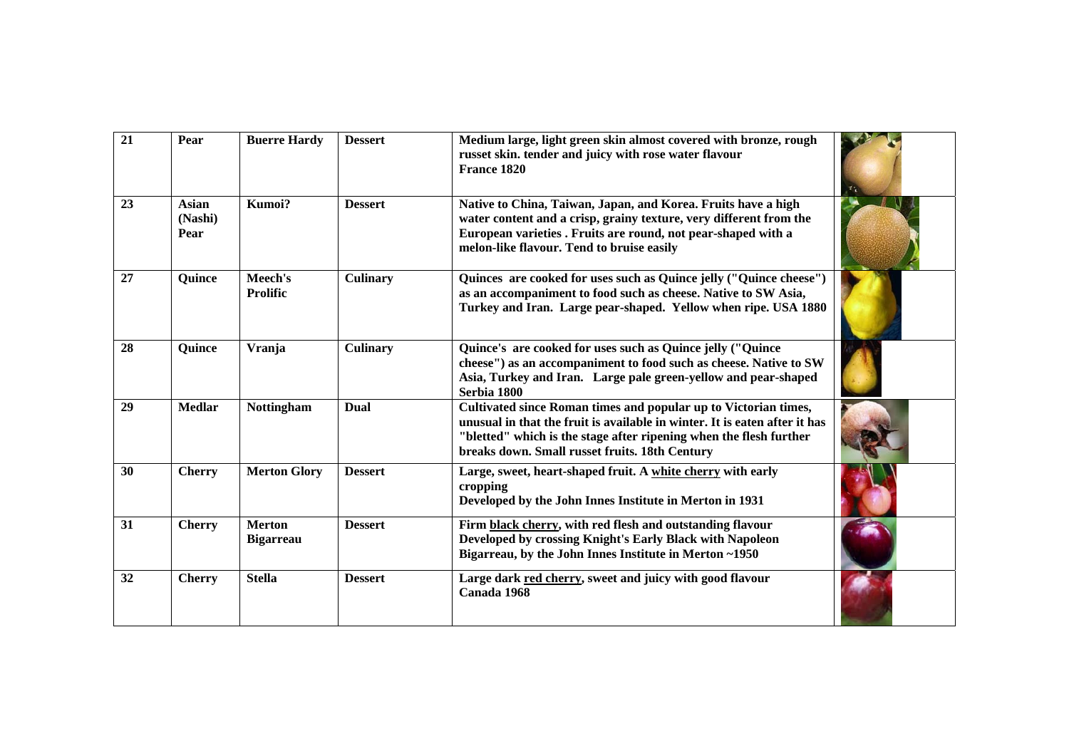| 21 | Pear | Buerre Hardy | Dessert | Medium large, light green skin almost covered with bronze, rough russet skin. tender and juicy with rose water flavour<br>France 1820 | |
|---|---|---|---|---|---|
| 23 | Asian (Nashi) Pear | Kumoi? | Dessert | Native to China, Taiwan, Japan, and Korea. Fruits have a high water content and a crisp, grainy texture, very different from the European varieties . Fruits are round, not pear-shaped with a melon-like flavour. Tend to bruise easily | |
| 27 | Quince | Meech's Prolific | Culinary | Quinces are cooked for uses such as Quince jelly ("Quince cheese") as an accompaniment to food such as cheese. Native to SW Asia, Turkey and Iran. Large pear-shaped. Yellow when ripe. USA 1880 | |
| 28 | Quince | Vranja | Culinary | Quince's are cooked for uses such as Quince jelly ("Quince cheese") as an accompaniment to food such as cheese. Native to SW Asia, Turkey and Iran. Large pale green-yellow and pear-shaped<br>Serbia 1800 | |
| 29 | Medlar | Nottingham | Dual | Cultivated since Roman times and popular up to Victorian times, unusual in that the fruit is available in winter. It is eaten after it has "bletted" which is the stage after ripening when the flesh further breaks down. Small russet fruits. 18th Century | |
| 30 | Cherry | Merton Glory | Dessert | Large, sweet, heart-shaped fruit. A white cherry with early cropping<br>Developed by the John Innes Institute in Merton in 1931 | |
| 31 | Cherry | Merton Bigarreau | Dessert | Firm black cherry, with red flesh and outstanding flavour<br>Developed by crossing Knight's Early Black with Napoleon Bigarreau, by the John Innes Institute in Merton ~1950 | |
| 32 | Cherry | Stella | Dessert | Large dark red cherry, sweet and juicy with good flavour<br>Canada 1968 | |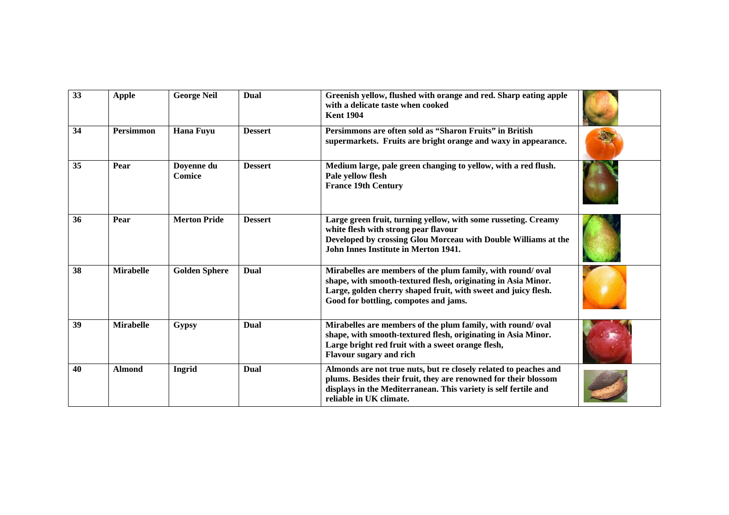| | | | | | |
|---|---|---|---|---|---|
| **33** | **Apple** | **George Neil** | **Dual** | **Greenish yellow, flushed with orange and red. Sharp eating apple with a delicate taste when cooked<br>Kent 1904** | |
| **34** | **Persimmon** | **Hana Fuyu** | **Dessert** | **Persimmons are often sold as "Sharon Fruits" in British supermarkets. Fruits are bright orange and waxy in appearance.** | |
| **35** | **Pear** | **Doyenne du Comice** | **Dessert** | **Medium large, pale green changing to yellow, with a red flush. Pale yellow flesh<br>France 19th Century** | |
| **36** | **Pear** | **Merton Pride** | **Dessert** | **Large green fruit, turning yellow, with some russeting. Creamy white flesh with strong pear flavour<br>Developed by crossing Glou Morceau with Double Williams at the John Innes Institute in Merton 1941.** | |
| **38** | **Mirabelle** | **Golden Sphere** | **Dual** | **Mirabelles are members of the plum family, with round/ oval shape, with smooth-textured flesh, originating in Asia Minor. Large, golden cherry shaped fruit, with sweet and juicy flesh. Good for bottling, compotes and jams.** | |
| **39** | **Mirabelle** | **Gypsy** | **Dual** | **Mirabelles are members of the plum family, with round/ oval shape, with smooth-textured flesh, originating in Asia Minor. Large bright red fruit with a sweet orange flesh,<br>Flavour sugary and rich** | |
| **40** | **Almond** | **Ingrid** | **Dual** | **Almonds are not true nuts, but re closely related to peaches and plums. Besides their fruit, they are renowned for their blossom displays in the Mediterranean. This variety is self fertile and reliable in UK climate.** | |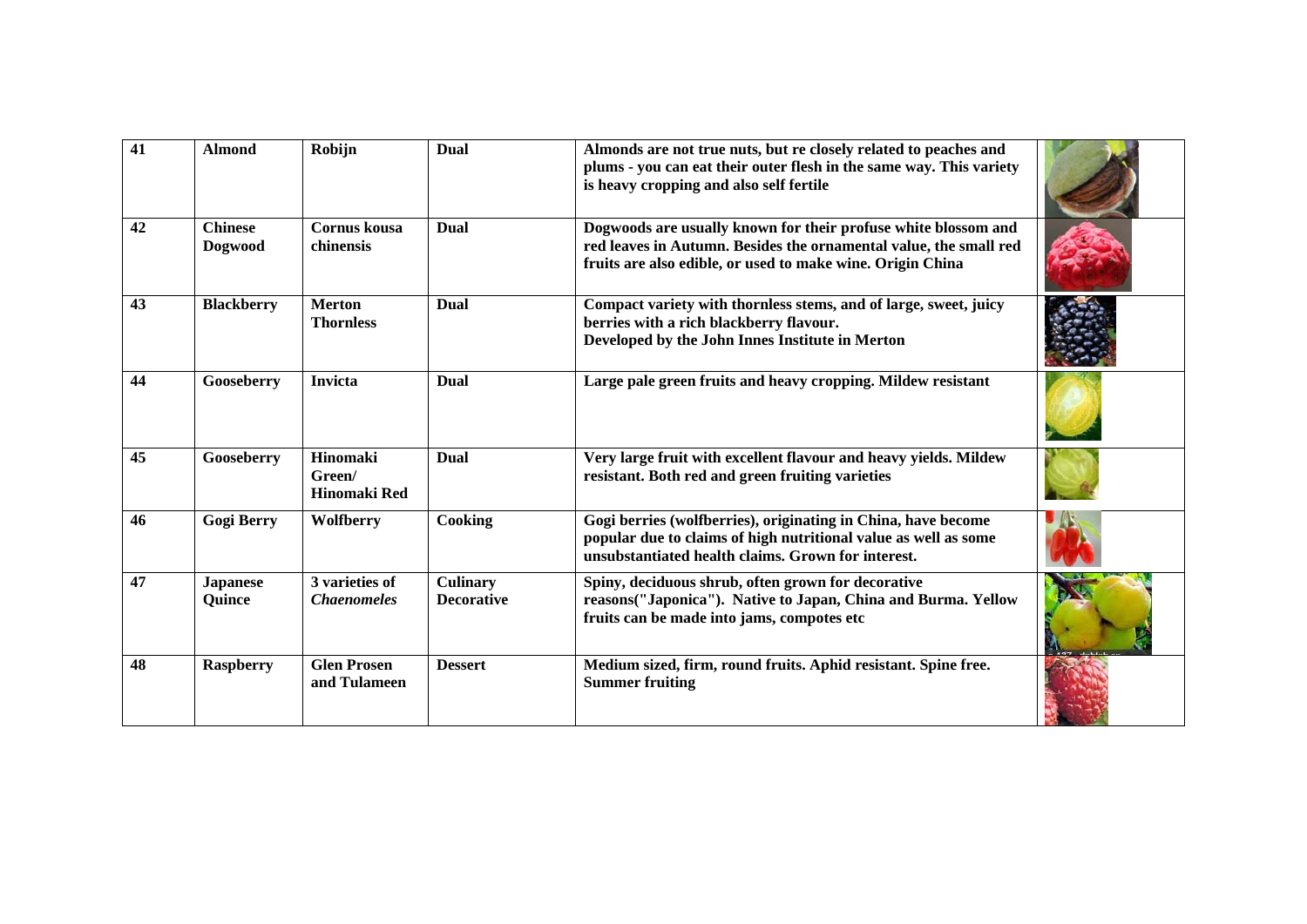| 41 | Almond | Robijn | Dual | Almonds are not true nuts, but re closely related to peaches and plums - you can eat their outer flesh in the same way. This variety is heavy cropping and also self fertile | |
|---|---|---|---|---|---|
| 42 | Chinese Dogwood | Cornus kousa chinensis | Dual | Dogwoods are usually known for their profuse white blossom and red leaves in Autumn. Besides the ornamental value, the small red fruits are also edible, or used to make wine. Origin China | |
| 43 | Blackberry | Merton Thornless | Dual | Compact variety with thornless stems, and of large, sweet, juicy berries with a rich blackberry flavour.<br>Developed by the John Innes Institute in Merton | |
| 44 | Gooseberry | Invicta | Dual | Large pale green fruits and heavy cropping. Mildew resistant | |
| 45 | Gooseberry | Hinomaki Green/ Hinomaki Red | Dual | Very large fruit with excellent flavour and heavy yields. Mildew resistant. Both red and green fruiting varieties | |
| 46 | Gogi Berry | Wolfberry | Cooking | Gogi berries (wolfberries), originating in China, have become popular due to claims of high nutritional value as well as some unsubstantiated health claims. Grown for interest. | |
| 47 | Japanese Quince | 3 varieties of *Chaenomeles* | Culinary Decorative | Spiny, deciduous shrub, often grown for decorative reasons("Japonica"). Native to Japan, China and Burma. Yellow fruits can be made into jams, compotes etc | |
| 48 | Raspberry | Glen Prosen and Tulameen | Dessert | Medium sized, firm, round fruits. Aphid resistant. Spine free. Summer fruiting | |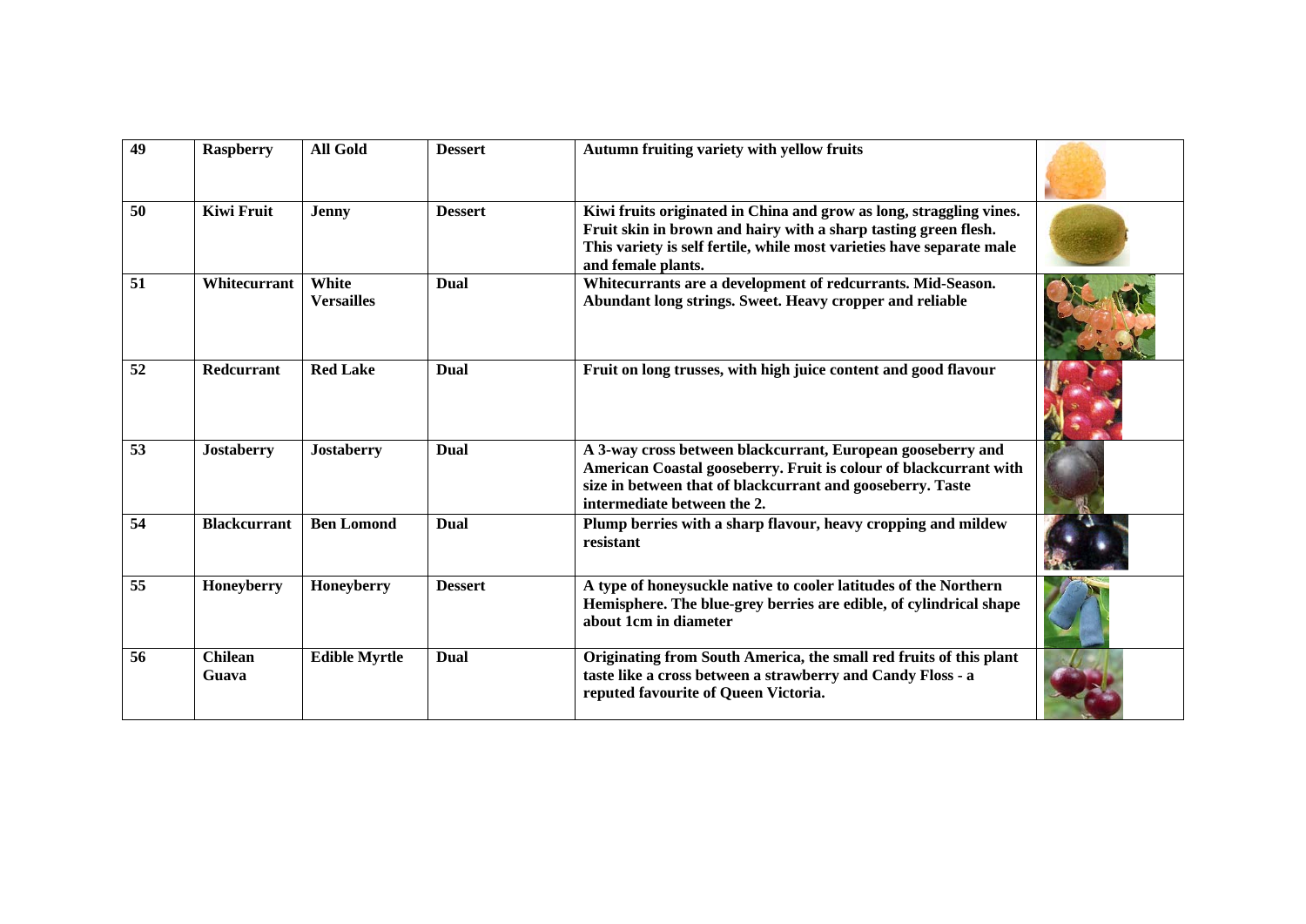| 49 | Raspberry | All Gold | Dessert | Autumn fruiting variety with yellow fruits | |
|---|---|---|---|---|---|
| 50 | Kiwi Fruit | Jenny | Dessert | Kiwi fruits originated in China and grow as long, straggling vines. Fruit skin in brown and hairy with a sharp tasting green flesh. This variety is self fertile, while most varieties have separate male and female plants. | |
| 51 | Whitecurrant | White Versailles | Dual | Whitecurrants are a development of redcurrants. Mid-Season. Abundant long strings. Sweet. Heavy cropper and reliable | |
| 52 | Redcurrant | Red Lake | Dual | Fruit on long trusses, with high juice content and good flavour | |
| 53 | Jostaberry | Jostaberry | Dual | A 3-way cross between blackcurrant, European gooseberry and American Coastal gooseberry. Fruit is colour of blackcurrant with size in between that of blackcurrant and gooseberry. Taste intermediate between the 2. | |
| 54 | Blackcurrant | Ben Lomond | Dual | Plump berries with a sharp flavour, heavy cropping and mildew resistant | |
| 55 | Honeyberry | Honeyberry | Dessert | A type of honeysuckle native to cooler latitudes of the Northern Hemisphere. The blue-grey berries are edible, of cylindrical shape about 1cm in diameter | |
| 56 | Chilean Guava | Edible Myrtle | Dual | Originating from South America, the small red fruits of this plant taste like a cross between a strawberry and Candy Floss - a reputed favourite of Queen Victoria. | |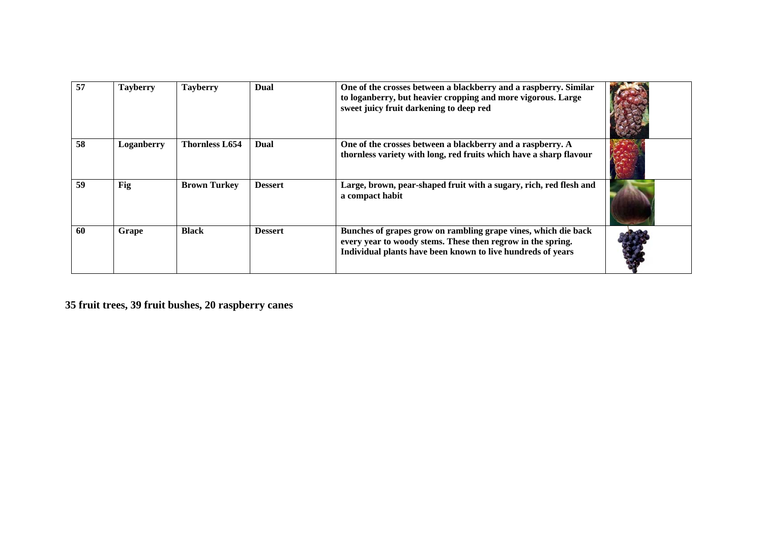| | | | | | |
|---|---|---|---|---|---|
| **57** | **Tayberry** | **Tayberry** | **Dual** | **One of the crosses between a blackberry and a raspberry. Similar to loganberry, but heavier cropping and more vigorous. Large sweet juicy fruit darkening to deep red** | |
| **58** | **Loganberry** | **Thornless L654** | **Dual** | **One of the crosses between a blackberry and a raspberry. A thornless variety with long, red fruits which have a sharp flavour** | |
| **59** | **Fig** | **Brown Turkey** | **Dessert** | **Large, brown, pear-shaped fruit with a sugary, rich, red flesh and a compact habit** | |
| **60** | **Grape** | **Black** | **Dessert** | **Bunches of grapes grow on rambling grape vines, which die back every year to woody stems. These then regrow in the spring. Individual plants have been known to live hundreds of years** | |

**35 fruit trees, 39 fruit bushes, 20 raspberry canes**